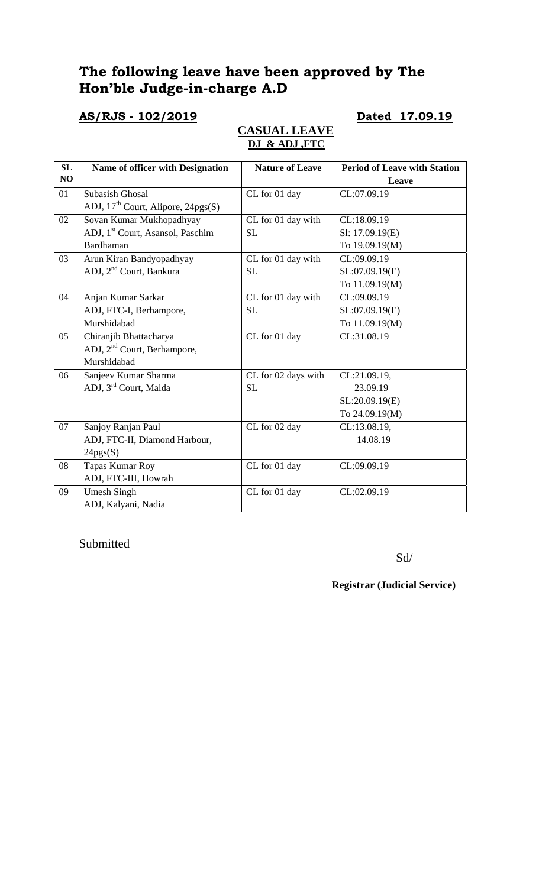# The following leave have been approved by The Hon'ble Judge-in-charge A.D

**AS/RJS - 102/2019** **Dated 17.09.19**

**CASUAL LEAVE**

**DJ & ADJ ,FTC**

| SL NO | Name of officer with Designation | Nature of Leave | Period of Leave with Station Leave |
|---|---|---|---|
| 01 | Subasish Ghosal<br>ADJ, 17th Court, Alipore, 24pgs(S) | CL for 01 day | CL:07.09.19 |
| 02 | Sovan Kumar Mukhopadhyay<br>ADJ, 1st Court, Asansol, Paschim Bardhaman | CL for 01 day with SL | CL:18.09.19<br>Sl: 17.09.19(E)<br>To 19.09.19(M) |
| 03 | Arun Kiran Bandyopadhyay<br>ADJ, 2nd Court, Bankura | CL for 01 day with SL | CL:09.09.19<br>SL:07.09.19(E)<br>To 11.09.19(M) |
| 04 | Anjan Kumar Sarkar<br>ADJ, FTC-I, Berhampore, Murshidabad | CL for 01 day with SL | CL:09.09.19<br>SL:07.09.19(E)<br>To 11.09.19(M) |
| 05 | Chiranjib Bhattacharya<br>ADJ, 2nd Court, Berhampore, Murshidabad | CL for 01 day | CL:31.08.19 |
| 06 | Sanjeev Kumar Sharma<br>ADJ, 3rd Court, Malda | CL for 02 days with SL | CL:21.09.19,<br>23.09.19<br>SL:20.09.19(E)<br>To 24.09.19(M) |
| 07 | Sanjoy Ranjan Paul<br>ADJ, FTC-II, Diamond Harbour, 24pgs(S) | CL for 02 day | CL:13.08.19,<br>14.08.19 |
| 08 | Tapas Kumar Roy<br>ADJ, FTC-III, Howrah | CL for 01 day | CL:09.09.19 |
| 09 | Umesh Singh<br>ADJ, Kalyani, Nadia | CL for 01 day | CL:02.09.19 |

Submitted

Sd/

**Registrar (Judicial Service)**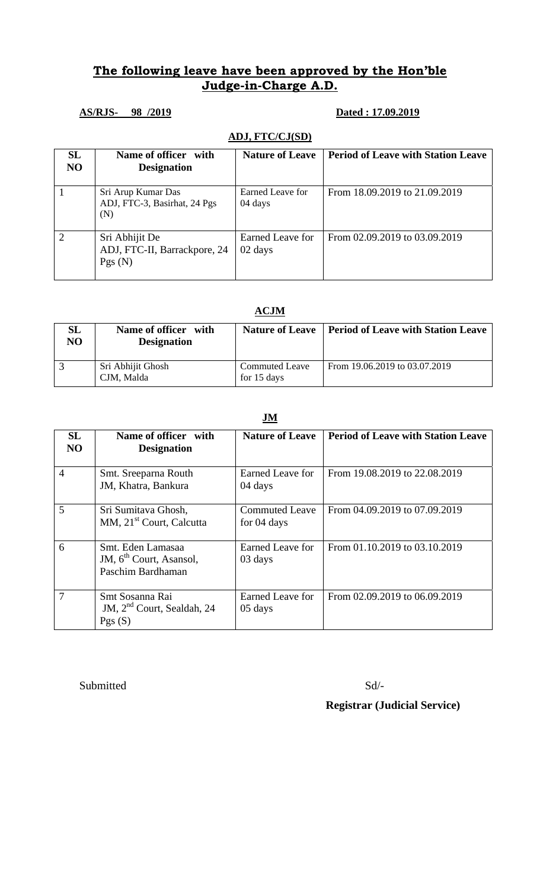## **The following leave have been approved by the Hon'ble Judge-in-Charge A.D.**

**AS/RJS- 98 /2019** **Dated : 17.09.2019**

**ADJ, FTC/CJ(SD)**

| SL NO | Name of officer with Designation | Nature of Leave | Period of Leave with Station Leave |
|---|---|---|---|
| 1 | Sri Arup Kumar Das<br>ADJ, FTC-3, Basirhat, 24 Pgs (N) | Earned Leave for 04 days | From 18.09.2019 to 21.09.2019 |
| 2 | Sri Abhijit De<br>ADJ, FTC-II, Barrackpore, 24 Pgs (N) | Earned Leave for 02 days | From 02.09.2019 to 03.09.2019 |

**ACJM**

| SL NO | Name of officer with Designation | Nature of Leave | Period of Leave with Station Leave |
|---|---|---|---|
| 3 | Sri Abhijit Ghosh<br>CJM, Malda | Commuted Leave for 15 days | From 19.06.2019 to 03.07.2019 |

**JM**

| SL NO | Name of officer with Designation | Nature of Leave | Period of Leave with Station Leave |
|---|---|---|---|
| 4 | Smt. Sreeparna Routh<br>JM, Khatra, Bankura | Earned Leave for 04 days | From 19.08.2019 to 22.08.2019 |
| 5 | Sri Sumitava Ghosh,<br>MM, 21st Court, Calcutta | Commuted Leave for 04 days | From 04.09.2019 to 07.09.2019 |
| 6 | Smt. Eden Lamasaa<br>JM, 6th Court, Asansol, Paschim Bardhaman | Earned Leave for 03 days | From 01.10.2019 to 03.10.2019 |
| 7 | Smt Sosanna Rai<br>JM, 2nd Court, Sealdah, 24 Pgs (S) | Earned Leave for 05 days | From 02.09.2019 to 06.09.2019 |

Submitted

Sd/-

**Registrar (Judicial Service)**